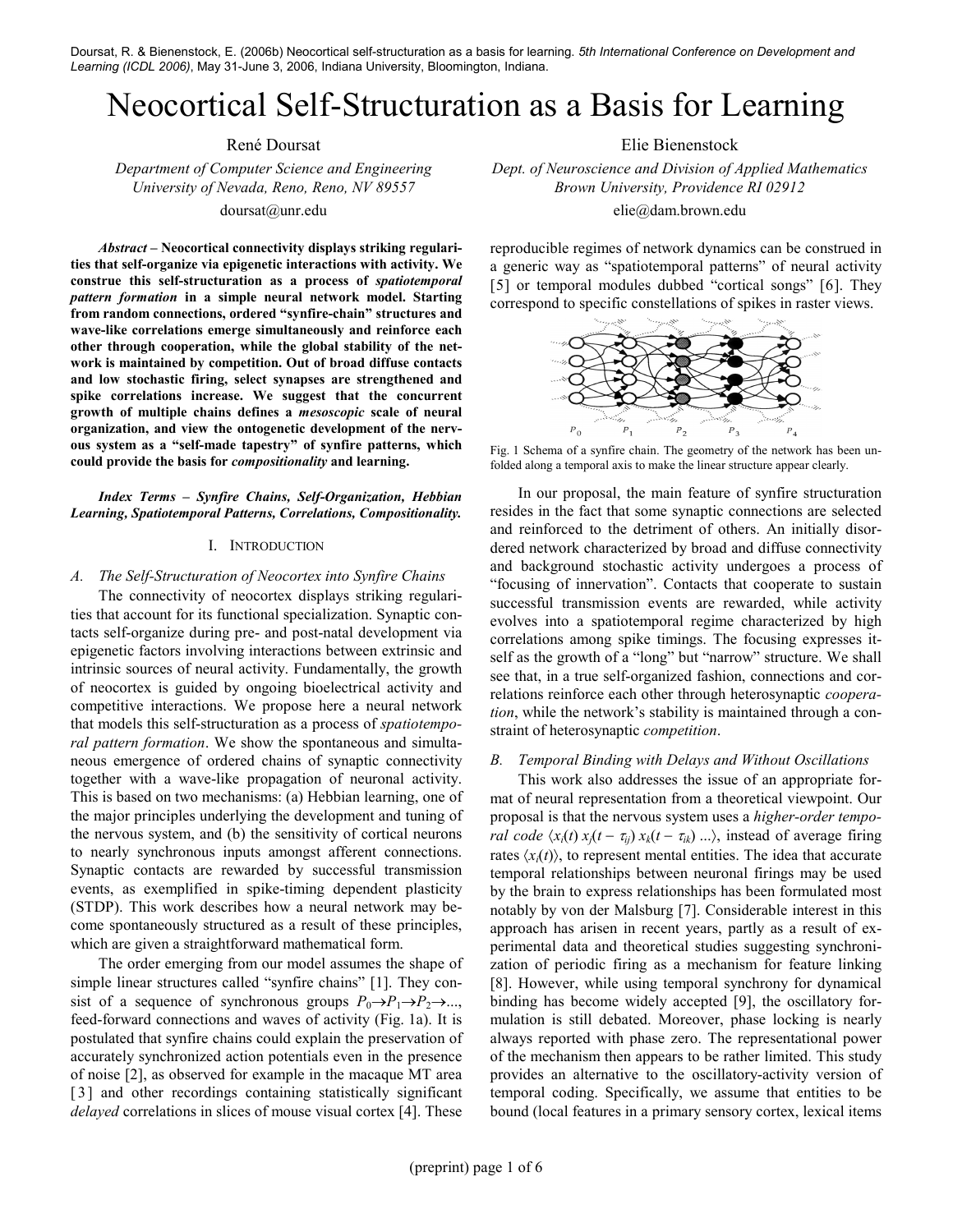Doursat, R. & Bienenstock, E. (2006b) Neocortical self-structuration as a basis for learning. *5th International Conference on Development and Learning (ICDL 2006)*, May 31-June 3, 2006, Indiana University, Bloomington, Indiana.

# Neocortical Self-Structuration as a Basis for Learning

René Doursat
*Department of Computer Science and Engineering*
*University of Nevada, Reno, Reno, NV 89557*
doursat@unr.edu

Elie Bienenstock
*Dept. of Neuroscience and Division of Applied Mathematics*
*Brown University, Providence RI 02912*
elie@dam.brown.edu

***Abstract* – Neocortical connectivity displays striking regularities that self-organize via epigenetic interactions with activity. We construe this self-structuration as a process of *spatiotemporal pattern formation* in a simple neural network model. Starting from random connections, ordered "synfire-chain" structures and wave-like correlations emerge simultaneously and reinforce each other through cooperation, while the global stability of the network is maintained by competition. Out of broad diffuse contacts and low stochastic firing, select synapses are strengthened and spike correlations increase. We suggest that the concurrent growth of multiple chains defines a *mesoscopic* scale of neural organization, and view the ontogenetic development of the nervous system as a "self-made tapestry" of synfire patterns, which could provide the basis for *compositionality* and learning.**

***Index Terms* – *Synfire Chains, Self-Organization, Hebbian Learning, Spatiotemporal Patterns, Correlations, Compositionality.***

## I. Introduction

### *A. The Self-Structuration of Neocortex into Synfire Chains*

The connectivity of neocortex displays striking regularities that account for its functional specialization. Synaptic contacts self-organize during pre- and post-natal development via epigenetic factors involving interactions between extrinsic and intrinsic sources of neural activity. Fundamentally, the growth of neocortex is guided by ongoing bioelectrical activity and competitive interactions. We propose here a neural network that models this self-structuration as a process of *spatiotemporal pattern formation*. We show the spontaneous and simultaneous emergence of ordered chains of synaptic connectivity together with a wave-like propagation of neuronal activity. This is based on two mechanisms: (a) Hebbian learning, one of the major principles underlying the development and tuning of the nervous system, and (b) the sensitivity of cortical neurons to nearly synchronous inputs amongst afferent connections. Synaptic contacts are rewarded by successful transmission events, as exemplified in spike-timing dependent plasticity (STDP). This work describes how a neural network may become spontaneously structured as a result of these principles, which are given a straightforward mathematical form.

The order emerging from our model assumes the shape of simple linear structures called "synfire chains" [1]. They consist of a sequence of synchronous groups $P_0 \rightarrow P_1 \rightarrow P_2 \rightarrow ...$, feed-forward connections and waves of activity (Fig. 1a). It is postulated that synfire chains could explain the preservation of accurately synchronized action potentials even in the presence of noise [2], as observed for example in the macaque MT area [3] and other recordings containing statistically significant *delayed* correlations in slices of mouse visual cortex [4]. These reproducible regimes of network dynamics can be construed in a generic way as "spatiotemporal patterns" of neural activity [5] or temporal modules dubbed "cortical songs" [6]. They correspond to specific constellations of spikes in raster views.

Fig. 1 Schema of a synfire chain. The geometry of the network has been unfolded along a temporal axis to make the linear structure appear clearly.

In our proposal, the main feature of synfire structuration resides in the fact that some synaptic connections are selected and reinforced to the detriment of others. An initially disordered network characterized by broad and diffuse connectivity and background stochastic activity undergoes a process of "focusing of innervation". Contacts that cooperate to sustain successful transmission events are rewarded, while activity evolves into a spatiotemporal regime characterized by high correlations among spike timings. The focusing expresses itself as the growth of a "long" but "narrow" structure. We shall see that, in a true self-organized fashion, connections and correlations reinforce each other through heterosynaptic *cooperation*, while the network's stability is maintained through a constraint of heterosynaptic *competition*.

### *B. Temporal Binding with Delays and Without Oscillations*

This work also addresses the issue of an appropriate format of neural representation from a theoretical viewpoint. Our proposal is that the nervous system uses a *higher-order temporal code* $\langle x_i(t)\, x_j(t - \tau_{ij})\, x_k(t - \tau_{ik}) \ldots \rangle$, instead of average firing rates $\langle x_i(t) \rangle$, to represent mental entities. The idea that accurate temporal relationships between neuronal firings may be used by the brain to express relationships has been formulated most notably by von der Malsburg [7]. Considerable interest in this approach has arisen in recent years, partly as a result of experimental data and theoretical studies suggesting synchronization of periodic firing as a mechanism for feature linking [8]. However, while using temporal synchrony for dynamical binding has become widely accepted [9], the oscillatory formulation is still debated. Moreover, phase locking is nearly always reported with phase zero. The representational power of the mechanism then appears to be rather limited. This study provides an alternative to the oscillatory-activity version of temporal coding. Specifically, we assume that entities to be bound (local features in a primary sensory cortex, lexical items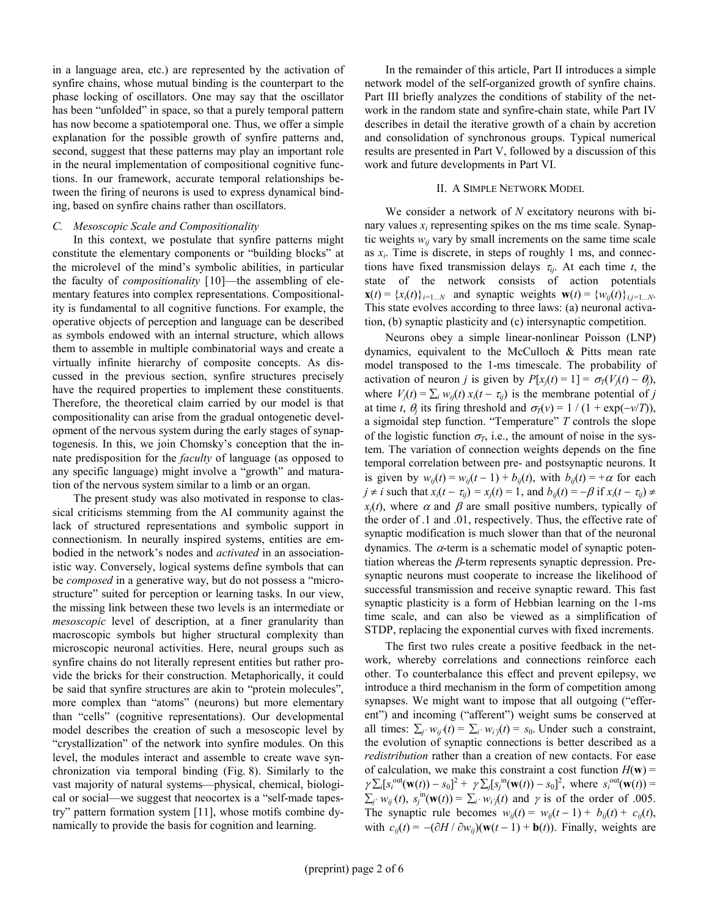in a language area, etc.) are represented by the activation of synfire chains, whose mutual binding is the counterpart to the phase locking of oscillators. One may say that the oscillator has been "unfolded" in space, so that a purely temporal pattern has now become a spatiotemporal one. Thus, we offer a simple explanation for the possible growth of synfire patterns and, second, suggest that these patterns may play an important role in the neural implementation of compositional cognitive functions. In our framework, accurate temporal relationships between the firing of neurons is used to express dynamical binding, based on synfire chains rather than oscillators.

### C. Mesoscopic Scale and Compositionality

In this context, we postulate that synfire patterns might constitute the elementary components or "building blocks" at the microlevel of the mind's symbolic abilities, in particular the faculty of *compositionality* [10]—the assembling of elementary features into complex representations. Compositionality is fundamental to all cognitive functions. For example, the operative objects of perception and language can be described as symbols endowed with an internal structure, which allows them to assemble in multiple combinatorial ways and create a virtually infinite hierarchy of composite concepts. As discussed in the previous section, synfire structures precisely have the required properties to implement these constituents. Therefore, the theoretical claim carried by our model is that compositionality can arise from the gradual ontogenetic development of the nervous system during the early stages of synaptogenesis. In this, we join Chomsky's conception that the innate predisposition for the *faculty* of language (as opposed to any specific language) might involve a "growth" and maturation of the nervous system similar to a limb or an organ.

The present study was also motivated in response to classical criticisms stemming from the AI community against the lack of structured representations and symbolic support in connectionism. In neurally inspired systems, entities are embodied in the network's nodes and *activated* in an associationistic way. Conversely, logical systems define symbols that can be *composed* in a generative way, but do not possess a "microstructure" suited for perception or learning tasks. In our view, the missing link between these two levels is an intermediate or *mesoscopic* level of description, at a finer granularity than macroscopic symbols but higher structural complexity than microscopic neuronal activities. Here, neural groups such as synfire chains do not literally represent entities but rather provide the bricks for their construction. Metaphorically, it could be said that synfire structures are akin to "protein molecules", more complex than "atoms" (neurons) but more elementary than "cells" (cognitive representations). Our developmental model describes the creation of such a mesoscopic level by "crystallization" of the network into synfire modules. On this level, the modules interact and assemble to create wave synchronization via temporal binding (Fig. 8). Similarly to the vast majority of natural systems—physical, chemical, biological or social—we suggest that neocortex is a "self-made tapestry" pattern formation system [11], whose motifs combine dynamically to provide the basis for cognition and learning.

In the remainder of this article, Part II introduces a simple network model of the self-organized growth of synfire chains. Part III briefly analyzes the conditions of stability of the network in the random state and synfire-chain state, while Part IV describes in detail the iterative growth of a chain by accretion and consolidation of synchronous groups. Typical numerical results are presented in Part V, followed by a discussion of this work and future developments in Part VI.

## II. A Simple Network Model

We consider a network of $N$ excitatory neurons with binary values $x_i$ representing spikes on the ms time scale. Synaptic weights $w_{ij}$ vary by small increments on the same time scale as $x_i$. Time is discrete, in steps of roughly 1 ms, and connections have fixed transmission delays $\tau_{ij}$. At each time $t$, the state of the network consists of action potentials $\mathbf{x}(t) = \{x_i(t)\}_{i=1...N}$ and synaptic weights $\mathbf{w}(t) = \{w_{ij}(t)\}_{i,j=1...N}$. This state evolves according to three laws: (a) neuronal activation, (b) synaptic plasticity and (c) intersynaptic competition.

Neurons obey a simple linear-nonlinear Poisson (LNP) dynamics, equivalent to the McCulloch & Pitts mean rate model transposed to the 1-ms timescale. The probability of activation of neuron $j$ is given by $P[x_j(t) = 1] = \sigma_T(V_j(t) - \theta_j)$, where $V_j(t) = \sum_i w_{ij}(t)\, x_i(t - \tau_{ij})$ is the membrane potential of $j$ at time $t$, $\theta_j$ its firing threshold and $\sigma_T(v) = 1 / (1 + \exp(-v/T))$, a sigmoidal step function. "Temperature" $T$ controls the slope of the logistic function $\sigma_T$, i.e., the amount of noise in the system. The variation of connection weights depends on the fine temporal correlation between pre- and postsynaptic neurons. It is given by $w_{ij}(t) = w_{ij}(t - 1) + b_{ij}(t)$, with $b_{ij}(t) = +\alpha$ for each $j \neq i$ such that $x_i(t - \tau_{ij}) = x_j(t) = 1$, and $b_{ij}(t) = -\beta$ if $x_i(t - \tau_{ij}) \neq x_j(t)$, where $\alpha$ and $\beta$ are small positive numbers, typically of the order of .1 and .01, respectively. Thus, the effective rate of synaptic modification is much slower than that of the neuronal dynamics. The $\alpha$-term is a schematic model of synaptic potentiation whereas the $\beta$-term represents synaptic depression. Presynaptic neurons must cooperate to increase the likelihood of successful transmission and receive synaptic reward. This fast synaptic plasticity is a form of Hebbian learning on the 1-ms time scale, and can also be viewed as a simplification of STDP, replacing the exponential curves with fixed increments.

The first two rules create a positive feedback in the network, whereby correlations and connections reinforce each other. To counterbalance this effect and prevent epilepsy, we introduce a third mechanism in the form of competition among synapses. We might want to impose that all outgoing ("efferent") and incoming ("afferent") weight sums be conserved at all times: $\sum_{j'} w_{ij'}(t) = \sum_{i'} w_{i'j}(t) = s_0$. Under such a constraint, the evolution of synaptic connections is better described as a *redistribution* rather than a creation of new contacts. For ease of calculation, we make this constraint a cost function $H(\mathbf{w}) = \gamma \sum_i [s_i^{\text{out}}(\mathbf{w}(t)) - s_0]^2 + \gamma \sum_j [s_j^{\text{in}}(\mathbf{w}(t)) - s_0]^2$, where $s_i^{\text{out}}(\mathbf{w}(t)) = \sum_{j'} w_{ij'}(t)$, $s_j^{\text{in}}(\mathbf{w}(t)) = \sum_{i'} w_{i'j}(t)$ and $\gamma$ is of the order of .005. The synaptic rule becomes $w_{ij}(t) = w_{ij}(t - 1) + b_{ij}(t) + c_{ij}(t)$, with $c_{ij}(t) = -(\partial H / \partial w_{ij})(\mathbf{w}(t - 1) + \mathbf{b}(t))$. Finally, weights are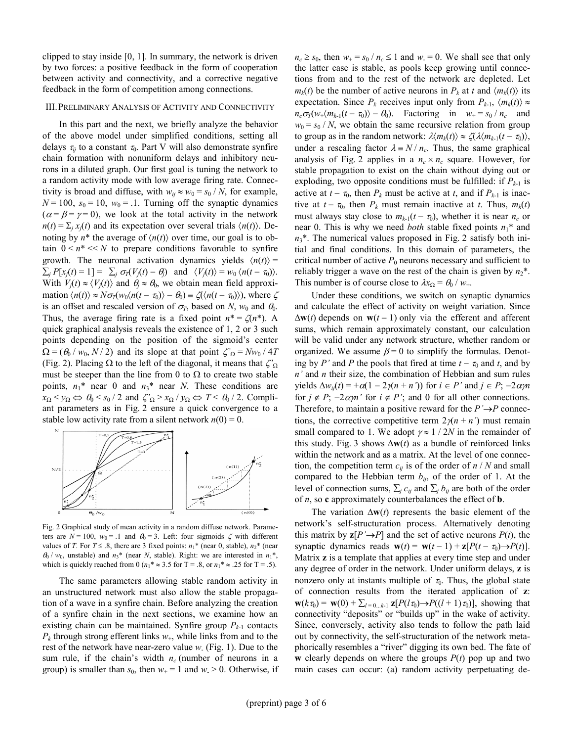clipped to stay inside [0, 1]. In summary, the network is driven by two forces: a positive feedback in the form of cooperation between activity and connectivity, and a corrective negative feedback in the form of competition among connections.

## III. Preliminary Analysis of Activity and Connectivity

In this part and the next, we briefly analyze the behavior of the above model under simplified conditions, setting all delays $\tau_{ij}$ to a constant $\tau_0$. Part V will also demonstrate synfire chain formation with nonuniform delays and inhibitory neurons in a diluted graph. Our first goal is tuning the network to a random activity mode with low average firing rate. Connectivity is broad and diffuse, with $w_{ij} \approx w_0 = s_0 / N$, for example, $N = 100$, $s_0 = 10$, $w_0 = .1$. Turning off the synaptic dynamics ($\alpha = \beta = \gamma = 0$), we look at the total activity in the network $n(t) = \Sigma_j\, x_j(t)$ and its expectation over several trials $\langle n(t)\rangle$. Denoting by $n^*$ the average of $\langle n(t)\rangle$ over time, our goal is to obtain $0 < n^* << N$ to prepare conditions favorable to synfire growth. The neuronal activation dynamics yields $\langle n(t)\rangle = \sum_j P[x_j(t) = 1] = \sum_j \sigma_T(V_j(t) - \theta_j)$ and $\langle V_j(t)\rangle = w_0 \langle n(t - \tau_0)\rangle$. With $V_j(t) \approx \langle V_j(t)\rangle$ and $\theta_j \approx \theta_0$, we obtain mean field approximation $\langle n(t)\rangle \approx N\sigma_T(w_0\langle n(t - \tau_0)\rangle - \theta_0) \equiv \zeta(\langle n(t - \tau_0)\rangle)$, where $\zeta$ is an offset and rescaled version of $\sigma_T$, based on $N$, $w_0$ and $\theta_0$. Thus, the average firing rate is a fixed point $n^* = \zeta(n^*)$. A quick graphical analysis reveals the existence of 1, 2 or 3 such points depending on the position of the sigmoid's center $\Omega = (\theta_0 / w_0, N / 2)$ and its slope at that point $\zeta'_\Omega = Nw_0 / 4T$ (Fig. 2). Placing $\Omega$ to the left of the diagonal, it means that $\zeta'_\Omega$ must be steeper than the line from 0 to $\Omega$ to create two stable points, $n_1^*$ near 0 and $n_3^*$ near $N$. These conditions are $x_\Omega < y_\Omega \Leftrightarrow \theta_0 < s_0 / 2$ and $\zeta'_\Omega > x_\Omega / y_\Omega \Leftrightarrow T < \theta_0 / 2$. Compliant parameters as in Fig. 2 ensure a quick convergence to a stable low activity rate from a silent network $n(0) = 0$.

Fig. 2 Graphical study of mean activity in a random diffuse network. Parameters are $N = 100$, $w_0 = .1$ and $\theta_0 = 3$. Left: four sigmoids $\zeta$ with different values of $T$. For $T \leq .8$, there are 3 fixed points: $n_1^*$ (near 0, stable), $n_2^*$ (near $\theta_0 / w_0$, unstable) and $n_3^*$ (near $N$, stable). Right: we are interested in $n_1^*$, which is quickly reached from 0 ($n_1^* \approx 3.5$ for T = .8, or $n_1^* \approx .25$ for T = .5).

The same parameters allowing stable random activity in an unstructured network must also allow the stable propagation of a wave in a synfire chain. Before analyzing the creation of a synfire chain in the next sections, we examine how an existing chain can be maintained. Synfire group $P_{k-1}$ contacts $P_k$ through strong efferent links $w_+$, while links from and to the rest of the network have near-zero value $w_-$ (Fig. 1). Due to the sum rule, if the chain's width $n_c$ (number of neurons in a group) is smaller than $s_0$, then $w_+ = 1$ and $w_- > 0$. Otherwise, if $n_c \geq s_0$, then $w_+ = s_0 / n_c \leq 1$ and $w_- = 0$. We shall see that only the latter case is stable, as pools keep growing until connections from and to the rest of the network are depleted. Let $m_k(t)$ be the number of active neurons in $P_k$ at $t$ and $\langle m_k(t)\rangle$ its expectation. Since $P_k$ receives input only from $P_{k-1}$, $\langle m_k(t)\rangle \approx n_c\sigma_T(w_+\langle m_{k-1}(t - \tau_0)\rangle - \theta_0)$. Factoring in $w_+ = s_0 / n_c$ and $w_0 = s_0 / N$, we obtain the same recursive relation from group to group as in the random network: $\lambda\langle m_k(t)\rangle \approx \zeta(\lambda\langle m_{k-1}(t - \tau_0)\rangle)$, under a rescaling factor $\lambda \equiv N / n_c$. Thus, the same graphical analysis of Fig. 2 applies in a $n_c \times n_c$ square. However, for stable propagation to exist on the chain without dying out or exploding, two opposite conditions must be fulfilled: if $P_{k-1}$ is active at $t - \tau_0$, then $P_k$ must be active at $t$, and if $P_{k-1}$ is inactive at $t - \tau_0$, then $P_k$ must remain inactive at $t$. Thus, $m_k(t)$ must always stay close to $m_{k-1}(t - \tau_0)$, whether it is near $n_c$ or near 0. This is why we need *both* stable fixed points $n_1^*$ and $n_3^*$. The numerical values proposed in Fig. 2 satisfy both initial and final conditions. In this domain of parameters, the critical number of active $P_0$ neurons necessary and sufficient to reliably trigger a wave on the rest of the chain is given by $n_2^*$. This number is of course close to $\lambda x_\Omega = \theta_0 / w_+$.

Under these conditions, we switch on synaptic dynamics and calculate the effect of activity on weight variation. Since $\Delta\mathbf{w}(t)$ depends on $\mathbf{w}(t - 1)$ only via the efferent and afferent sums, which remain approximately constant, our calculation will be valid under any network structure, whether random or organized. We assume $\beta = 0$ to simplify the formulas. Denoting by $P'$ and $P$ the pools that fired at time $t - \tau_0$ and $t$, and by $n'$ and $n$ their size, the combination of Hebbian and sum rules yields $\Delta w_{ij}(t) = +\alpha(1 - 2\gamma(n + n'))$ for $i \in P'$ and $j \in P$; $-2\alpha\gamma n$ for $j \notin P$; $-2\alpha\gamma n'$ for $i \notin P'$; and 0 for all other connections. Therefore, to maintain a positive reward for the $P' \to P$ connections, the corrective competitive term $2\gamma(n + n')$ must remain small compared to 1. We adopt $\gamma \approx 1 / 2N$ in the remainder of this study. Fig. 3 shows $\Delta\mathbf{w}(t)$ as a bundle of reinforced links within the network and as a matrix. At the level of one connection, the competition term $c_{ij}$ is of the order of $n / N$ and small compared to the Hebbian term $b_{ij}$, of the order of 1. At the level of connection sums, $\sum_j c_{ij}$ and $\sum_j b_{ij}$ are both of the order of $n$, so $\mathbf{c}$ approximately counterbalances the effect of $\mathbf{b}$.

The variation $\Delta\mathbf{w}(t)$ represents the basic element of the network's self-structuration process. Alternatively denoting this matrix by $\mathbf{z}[P' \to P]$ and the set of active neurons $P(t)$, the synaptic dynamics reads $\mathbf{w}(t) = \mathbf{w}(t - 1) + \mathbf{z}[P(t - \tau_0) \to P(t)]$. Matrix $\mathbf{z}$ is a template that applies at every time step and under any degree of order in the network. Under uniform delays, $\mathbf{z}$ is nonzero only at instants multiple of $\tau_0$. Thus, the global state of connection results from the iterated application of $\mathbf{z}$: $\mathbf{w}(k\tau_0) = \mathbf{w}(0) + \sum_{l = 0...k-1} \mathbf{z}[P(l\tau_0) \to P((l + 1)\tau_0)]$, showing that connectivity "deposits" or "builds up" in the wake of activity. Since, conversely, activity also tends to follow the path laid out by connectivity, the self-structuration of the network metaphorically resembles a "river" digging its own bed. The fate of $\mathbf{w}$ clearly depends on where the groups $P(t)$ pop up and two main cases can occur: (a) random activity perpetuating de-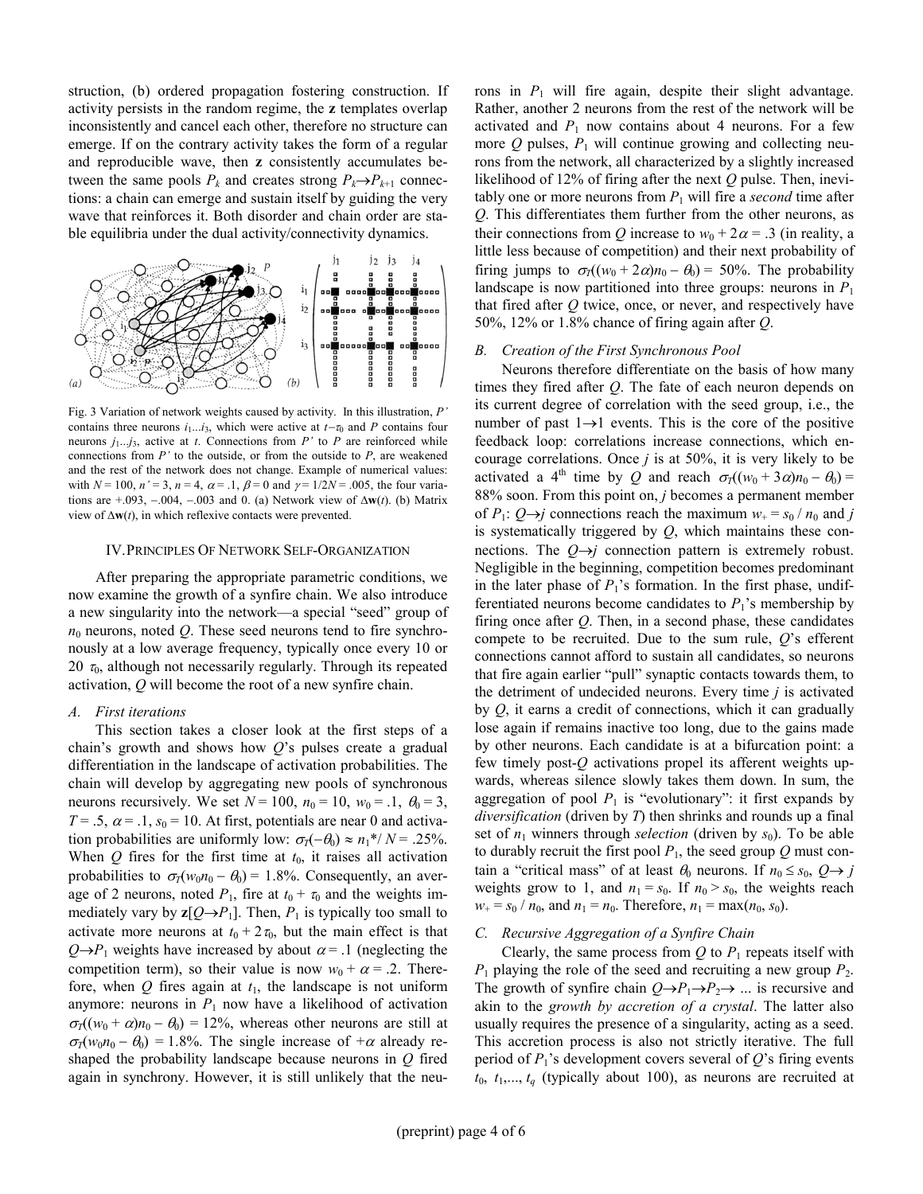struction, (b) ordered propagation fostering construction. If activity persists in the random regime, the **z** templates overlap inconsistently and cancel each other, therefore no structure can emerge. If on the contrary activity takes the form of a regular and reproducible wave, then **z** consistently accumulates between the same pools $P_k$ and creates strong $P_k \rightarrow P_{k+1}$ connections: a chain can emerge and sustain itself by guiding the very wave that reinforces it. Both disorder and chain order are stable equilibria under the dual activity/connectivity dynamics.

Fig. 3 Variation of network weights caused by activity. In this illustration, $P'$ contains three neurons $i_1 \ldots i_3$, which were active at $t-\tau_0$ and $P$ contains four neurons $j_1 \ldots j_3$, active at $t$. Connections from $P'$ to $P$ are reinforced while connections from $P'$ to the outside, or from the outside to $P$, are weakened and the rest of the network does not change. Example of numerical values: with $N = 100$, $n' = 3$, $n = 4$, $\alpha = .1$, $\beta = 0$ and $\gamma = 1/2N = .005$, the four variations are +.093, −.004, −.003 and 0. (a) Network view of $\Delta\mathbf{w}(t)$. (b) Matrix view of $\Delta\mathbf{w}(t)$, in which reflexive contacts were prevented.

## IV. Principles Of Network Self-Organization

After preparing the appropriate parametric conditions, we now examine the growth of a synfire chain. We also introduce a new singularity into the network—a special "seed" group of $n_0$ neurons, noted $Q$. These seed neurons tend to fire synchronously at a low average frequency, typically once every 10 or 20 $\tau_0$, although not necessarily regularly. Through its repeated activation, $Q$ will become the root of a new synfire chain.

### A. First iterations

This section takes a closer look at the first steps of a chain's growth and shows how $Q$'s pulses create a gradual differentiation in the landscape of activation probabilities. The chain will develop by aggregating new pools of synchronous neurons recursively. We set $N = 100$, $n_0 = 10$, $w_0 = .1$, $\theta_0 = 3$, $T = .5$, $\alpha = .1$, $s_0 = 10$. At first, potentials are near 0 and activation probabilities are uniformly low: $\sigma_T(-\theta_0) \approx n_1^*/N = .25\%$. When $Q$ fires for the first time at $t_0$, it raises all activation probabilities to $\sigma_T(w_0 n_0 - \theta_0) = 1.8\%$. Consequently, an average of 2 neurons, noted $P_1$, fire at $t_0 + \tau_0$ and the weights immediately vary by $\mathbf{z}[Q \rightarrow P_1]$. Then, $P_1$ is typically too small to activate more neurons at $t_0 + 2\tau_0$, but the main effect is that $Q \rightarrow P_1$ weights have increased by about $\alpha = .1$ (neglecting the competition term), so their value is now $w_0 + \alpha = .2$. Therefore, when $Q$ fires again at $t_1$, the landscape is not uniform anymore: neurons in $P_1$ now have a likelihood of activation $\sigma_T((w_0 + \alpha)n_0 - \theta_0) = 12\%$, whereas other neurons are still at $\sigma_T(w_0 n_0 - \theta_0) = 1.8\%$. The single increase of $+\alpha$ already reshaped the probability landscape because neurons in $Q$ fired again in synchrony. However, it is still unlikely that the neurons in $P_1$ will fire again, despite their slight advantage. Rather, another 2 neurons from the rest of the network will be activated and $P_1$ now contains about 4 neurons. For a few more $Q$ pulses, $P_1$ will continue growing and collecting neurons from the network, all characterized by a slightly increased likelihood of 12% of firing after the next $Q$ pulse. Then, inevitably one or more neurons from $P_1$ will fire a *second* time after $Q$. This differentiates them further from the other neurons, as their connections from $Q$ increase to $w_0 + 2\alpha = .3$ (in reality, a little less because of competition) and their next probability of firing jumps to $\sigma_T((w_0 + 2\alpha)n_0 - \theta_0) = 50\%$. The probability landscape is now partitioned into three groups: neurons in $P_1$ that fired after $Q$ twice, once, or never, and respectively have 50%, 12% or 1.8% chance of firing again after $Q$.

### B. Creation of the First Synchronous Pool

Neurons therefore differentiate on the basis of how many times they fired after $Q$. The fate of each neuron depends on its current degree of correlation with the seed group, i.e., the number of past $1\rightarrow1$ events. This is the core of the positive feedback loop: correlations increase connections, which encourage correlations. Once $j$ is at 50%, it is very likely to be activated a 4[th] time by $Q$ and reach $\sigma_T((w_0 + 3\alpha)n_0 - \theta_0) =$ 88% soon. From this point on, $j$ becomes a permanent member of $P_1$: $Q \rightarrow j$ connections reach the maximum $w_+ = s_0 / n_0$ and $j$ is systematically triggered by $Q$, which maintains these connections. The $Q \rightarrow j$ connection pattern is extremely robust. Negligible in the beginning, competition becomes predominant in the later phase of $P_1$'s formation. In the first phase, undifferentiated neurons become candidates to $P_1$'s membership by firing once after $Q$. Then, in a second phase, these candidates compete to be recruited. Due to the sum rule, $Q$'s efferent connections cannot afford to sustain all candidates, so neurons that fire again earlier "pull" synaptic contacts towards them, to the detriment of undecided neurons. Every time $j$ is activated by $Q$, it earns a credit of connections, which it can gradually lose again if remains inactive too long, due to the gains made by other neurons. Each candidate is at a bifurcation point: a few timely post-$Q$ activations propel its afferent weights upwards, whereas silence slowly takes them down. In sum, the aggregation of pool $P_1$ is "evolutionary": it first expands by *diversification* (driven by $T$) then shrinks and rounds up a final set of $n_1$ winners through *selection* (driven by $s_0$). To be able to durably recruit the first pool $P_1$, the seed group $Q$ must contain a "critical mass" of at least $\theta_0$ neurons. If $n_0 \leq s_0$, $Q \rightarrow j$ weights grow to 1, and $n_1 = s_0$. If $n_0 > s_0$, the weights reach $w_+ = s_0 / n_0$, and $n_1 = n_0$. Therefore, $n_1 = \max(n_0, s_0)$.

### C. Recursive Aggregation of a Synfire Chain

Clearly, the same process from $Q$ to $P_1$ repeats itself with $P_1$ playing the role of the seed and recruiting a new group $P_2$. The growth of synfire chain $Q \rightarrow P_1 \rightarrow P_2 \rightarrow \ldots$ is recursive and akin to the *growth by accretion of a crystal*. The latter also usually requires the presence of a singularity, acting as a seed. This accretion process is also not strictly iterative. The full period of $P_1$'s development covers several of $Q$'s firing events $t_0$, $t_1$,..., $t_q$ (typically about 100), as neurons are recruited at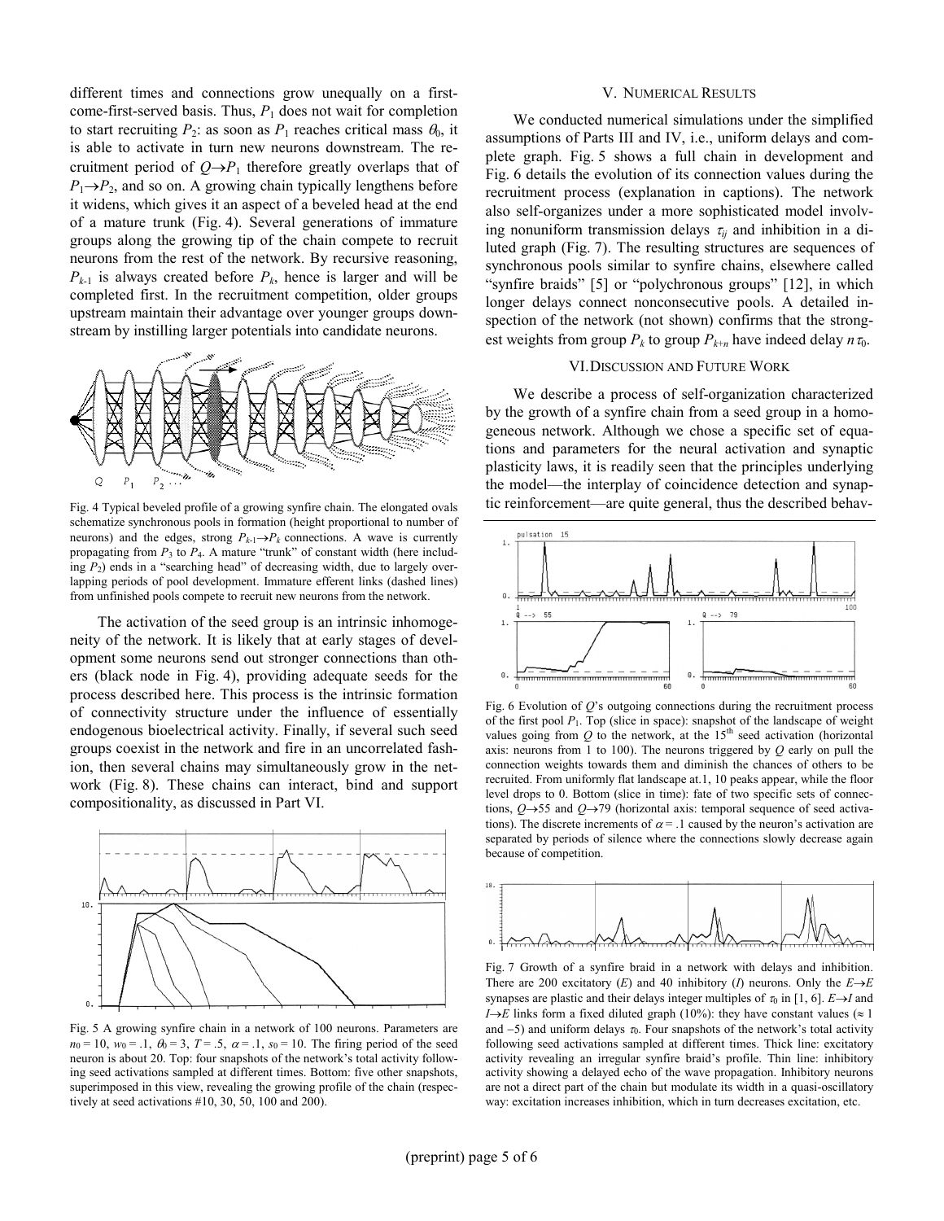different times and connections grow unequally on a first-come-first-served basis. Thus, $P_1$ does not wait for completion to start recruiting $P_2$: as soon as $P_1$ reaches critical mass $\theta_0$, it is able to activate in turn new neurons downstream. The recruitment period of $Q \rightarrow P_1$ therefore greatly overlaps that of $P_1 \rightarrow P_2$, and so on. A growing chain typically lengthens before it widens, which gives it an aspect of a beveled head at the end of a mature trunk (Fig. 4). Several generations of immature groups along the growing tip of the chain compete to recruit neurons from the rest of the network. By recursive reasoning, $P_{k-1}$ is always created before $P_k$, hence is larger and will be completed first. In the recruitment competition, older groups upstream maintain their advantage over younger groups downstream by instilling larger potentials into candidate neurons.

Fig. 4 Typical beveled profile of a growing synfire chain. The elongated ovals schematize synchronous pools in formation (height proportional to number of neurons) and the edges, strong $P_{k-1} \rightarrow P_k$ connections. A wave is currently propagating from $P_3$ to $P_4$. A mature "trunk" of constant width (here including $P_2$) ends in a "searching head" of decreasing width, due to largely overlapping periods of pool development. Immature efferent links (dashed lines) from unfinished pools compete to recruit new neurons from the network.

The activation of the seed group is an intrinsic inhomogeneity of the network. It is likely that at early stages of development some neurons send out stronger connections than others (black node in Fig. 4), providing adequate seeds for the process described here. This process is the intrinsic formation of connectivity structure under the influence of essentially endogenous bioelectrical activity. Finally, if several such seed groups coexist in the network and fire in an uncorrelated fashion, then several chains may simultaneously grow in the network (Fig. 8). These chains can interact, bind and support compositionality, as discussed in Part VI.

Fig. 5 A growing synfire chain in a network of 100 neurons. Parameters are $n_0 = 10$, $w_0 = .1$, $\theta_0 = 3$, $T = .5$, $\alpha = .1$, $s_0 = 10$. The firing period of the seed neuron is about 20. Top: four snapshots of the network's total activity following seed activations sampled at different times. Bottom: five other snapshots, superimposed in this view, revealing the growing profile of the chain (respectively at seed activations #10, 30, 50, 100 and 200).

## V. Numerical Results

We conducted numerical simulations under the simplified assumptions of Parts III and IV, i.e., uniform delays and complete graph. Fig. 5 shows a full chain in development and Fig. 6 details the evolution of its connection values during the recruitment process (explanation in captions). The network also self-organizes under a more sophisticated model involving nonuniform transmission delays $\tau_{ij}$ and inhibition in a diluted graph (Fig. 7). The resulting structures are sequences of synchronous pools similar to synfire chains, elsewhere called "synfire braids" [5] or "polychronous groups" [12], in which longer delays connect nonconsecutive pools. A detailed inspection of the network (not shown) confirms that the strongest weights from group $P_k$ to group $P_{k+n}$ have indeed delay $n\tau_0$.

## VI. Discussion and Future Work

We describe a process of self-organization characterized by the growth of a synfire chain from a seed group in a homogeneous network. Although we chose a specific set of equations and parameters for the neural activation and synaptic plasticity laws, it is readily seen that the principles underlying the model—the interplay of coincidence detection and synaptic reinforcement—are quite general, thus the described behav-

Fig. 6 Evolution of $Q$'s outgoing connections during the recruitment process of the first pool $P_1$. Top (slice in space): snapshot of the landscape of weight values going from $Q$ to the network, at the $15^{th}$ seed activation (horizontal axis: neurons from 1 to 100). The neurons triggered by $Q$ early on pull the connection weights towards them and diminish the chances of others to be recruited. From uniformly flat landscape at.1, 10 peaks appear, while the floor level drops to 0. Bottom (slice in time): fate of two specific sets of connections, $Q \rightarrow 55$ and $Q \rightarrow 79$ (horizontal axis: temporal sequence of seed activations). The discrete increments of $\alpha = .1$ caused by the neuron's activation are separated by periods of silence where the connections slowly decrease again because of competition.

Fig. 7 Growth of a synfire braid in a network with delays and inhibition. There are 200 excitatory ($E$) and 40 inhibitory ($I$) neurons. Only the $E \rightarrow E$ synapses are plastic and their delays integer multiples of $\tau_0$ in [1, 6]. $E \rightarrow I$ and $I \rightarrow E$ links form a fixed diluted graph (10%): they have constant values ($\approx 1$ and $-5$) and uniform delays $\tau_0$. Four snapshots of the network's total activity following seed activations sampled at different times. Thick line: excitatory activity revealing an irregular synfire braid's profile. Thin line: inhibitory activity showing a delayed echo of the wave propagation. Inhibitory neurons are not a direct part of the chain but modulate its width in a quasi-oscillatory way: excitation increases inhibition, which in turn decreases excitation, etc.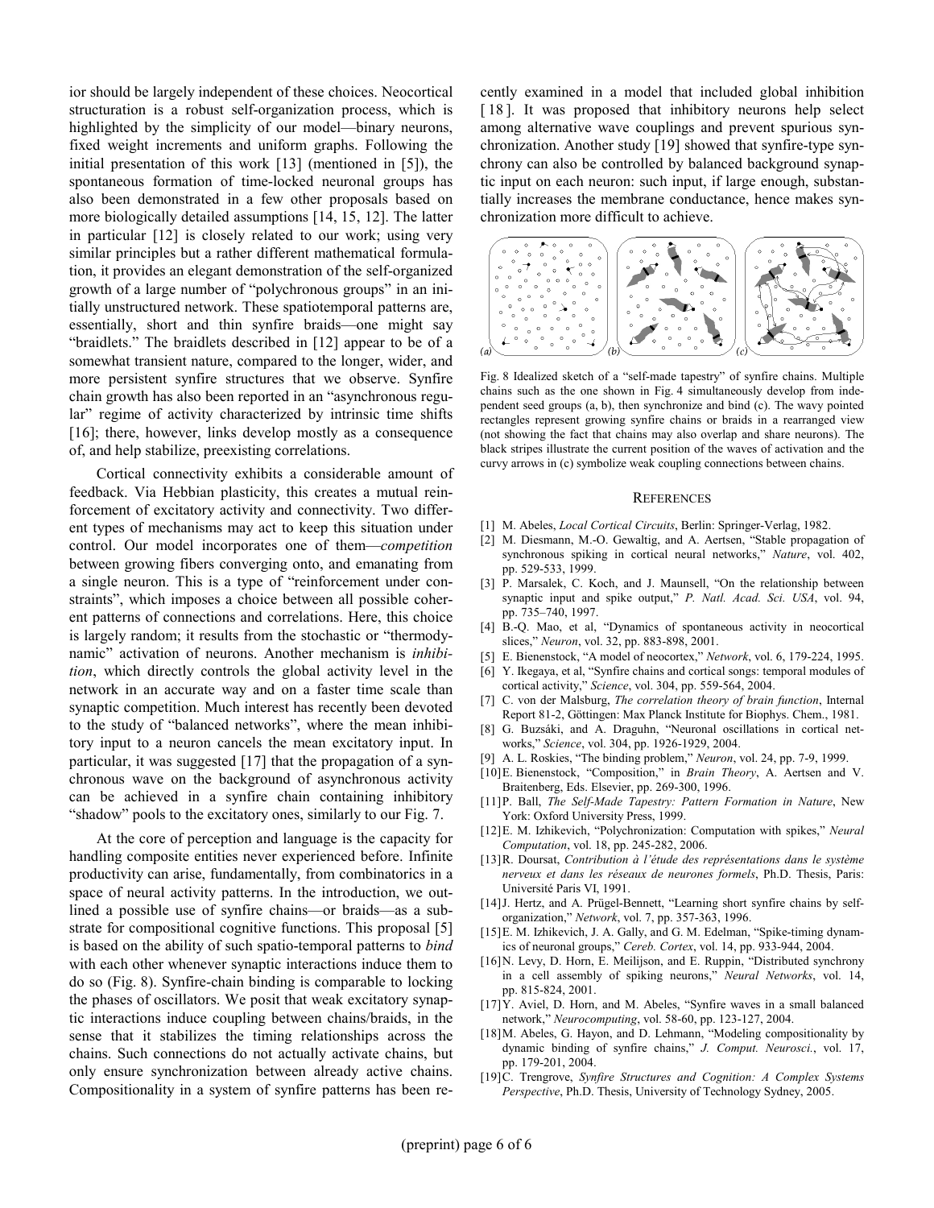ior should be largely independent of these choices. Neocortical structuration is a robust self-organization process, which is highlighted by the simplicity of our model—binary neurons, fixed weight increments and uniform graphs. Following the initial presentation of this work [13] (mentioned in [5]), the spontaneous formation of time-locked neuronal groups has also been demonstrated in a few other proposals based on more biologically detailed assumptions [14, 15, 12]. The latter in particular [12] is closely related to our work; using very similar principles but a rather different mathematical formulation, it provides an elegant demonstration of the self-organized growth of a large number of "polychronous groups" in an initially unstructured network. These spatiotemporal patterns are, essentially, short and thin synfire braids—one might say "braidlets." The braidlets described in [12] appear to be of a somewhat transient nature, compared to the longer, wider, and more persistent synfire structures that we observe. Synfire chain growth has also been reported in an "asynchronous regular" regime of activity characterized by intrinsic time shifts [16]; there, however, links develop mostly as a consequence of, and help stabilize, preexisting correlations.

Cortical connectivity exhibits a considerable amount of feedback. Via Hebbian plasticity, this creates a mutual reinforcement of excitatory activity and connectivity. Two different types of mechanisms may act to keep this situation under control. Our model incorporates one of them—*competition* between growing fibers converging onto, and emanating from a single neuron. This is a type of "reinforcement under constraints", which imposes a choice between all possible coherent patterns of connections and correlations. Here, this choice is largely random; it results from the stochastic or "thermodynamic" activation of neurons. Another mechanism is *inhibition*, which directly controls the global activity level in the network in an accurate way and on a faster time scale than synaptic competition. Much interest has recently been devoted to the study of "balanced networks", where the mean inhibitory input to a neuron cancels the mean excitatory input. In particular, it was suggested [17] that the propagation of a synchronous wave on the background of asynchronous activity can be achieved in a synfire chain containing inhibitory "shadow" pools to the excitatory ones, similarly to our Fig. 7.

At the core of perception and language is the capacity for handling composite entities never experienced before. Infinite productivity can arise, fundamentally, from combinatorics in a space of neural activity patterns. In the introduction, we outlined a possible use of synfire chains—or braids—as a substrate for compositional cognitive functions. This proposal [5] is based on the ability of such spatio-temporal patterns to *bind* with each other whenever synaptic interactions induce them to do so (Fig. 8). Synfire-chain binding is comparable to locking the phases of oscillators. We posit that weak excitatory synaptic interactions induce coupling between chains/braids, in the sense that it stabilizes the timing relationships across the chains. Such connections do not actually activate chains, but only ensure synchronization between already active chains. Compositionality in a system of synfire patterns has been recently examined in a model that included global inhibition [18]. It was proposed that inhibitory neurons help select among alternative wave couplings and prevent spurious synchronization. Another study [19] showed that synfire-type synchrony can also be controlled by balanced background synaptic input on each neuron: such input, if large enough, substantially increases the membrane conductance, hence makes synchronization more difficult to achieve.

(a) (b) (c)

Fig. 8 Idealized sketch of a "self-made tapestry" of synfire chains. Multiple chains such as the one shown in Fig. 4 simultaneously develop from independent seed groups (a, b), then synchronize and bind (c). The wavy pointed rectangles represent growing synfire chains or braids in a rearranged view (not showing the fact that chains may also overlap and share neurons). The black stripes illustrate the current position of the waves of activation and the curvy arrows in (c) symbolize weak coupling connections between chains.

## References

[1] M. Abeles, *Local Cortical Circuits*, Berlin: Springer-Verlag, 1982.

[2] M. Diesmann, M.-O. Gewaltig, and A. Aertsen, "Stable propagation of synchronous spiking in cortical neural networks," *Nature*, vol. 402, pp. 529-533, 1999.

[3] P. Marsalek, C. Koch, and J. Maunsell, "On the relationship between synaptic input and spike output," *P. Natl. Acad. Sci. USA*, vol. 94, pp. 735–740, 1997.

[4] B.-Q. Mao, et al, "Dynamics of spontaneous activity in neocortical slices," *Neuron*, vol. 32, pp. 883-898, 2001.

[5] E. Bienenstock, "A model of neocortex," *Network*, vol. 6, 179-224, 1995.

[6] Y. Ikegaya, et al, "Synfire chains and cortical songs: temporal modules of cortical activity," *Science*, vol. 304, pp. 559-564, 2004.

[7] C. von der Malsburg, *The correlation theory of brain function*, Internal Report 81-2, Göttingen: Max Planck Institute for Biophys. Chem., 1981.

[8] G. Buzsáki, and A. Draguhn, "Neuronal oscillations in cortical networks," *Science*, vol. 304, pp. 1926-1929, 2004.

[9] A. L. Roskies, "The binding problem," *Neuron*, vol. 24, pp. 7-9, 1999.

[10] E. Bienenstock, "Composition," in *Brain Theory*, A. Aertsen and V. Braitenberg, Eds. Elsevier, pp. 269-300, 1996.

[11] P. Ball, *The Self-Made Tapestry: Pattern Formation in Nature*, New York: Oxford University Press, 1999.

[12] E. M. Izhikevich, "Polychronization: Computation with spikes," *Neural Computation*, vol. 18, pp. 245-282, 2006.

[13] R. Doursat, *Contribution à l'étude des représentations dans le système nerveux et dans les réseaux de neurones formels*, Ph.D. Thesis, Paris: Université Paris VI, 1991.

[14] J. Hertz, and A. Prügel-Bennett, "Learning short synfire chains by self-organization," *Network*, vol. 7, pp. 357-363, 1996.

[15] E. M. Izhikevich, J. A. Gally, and G. M. Edelman, "Spike-timing dynamics of neuronal groups," *Cereb. Cortex*, vol. 14, pp. 933-944, 2004.

[16] N. Levy, D. Horn, E. Meilijson, and E. Ruppin, "Distributed synchrony in a cell assembly of spiking neurons," *Neural Networks*, vol. 14, pp. 815-824, 2001.

[17] Y. Aviel, D. Horn, and M. Abeles, "Synfire waves in a small balanced network," *Neurocomputing*, vol. 58-60, pp. 123-127, 2004.

[18] M. Abeles, G. Hayon, and D. Lehmann, "Modeling compositionality by dynamic binding of synfire chains," *J. Comput. Neurosci.*, vol. 17, pp. 179-201, 2004.

[19] C. Trengrove, *Synfire Structures and Cognition: A Complex Systems Perspective*, Ph.D. Thesis, University of Technology Sydney, 2005.